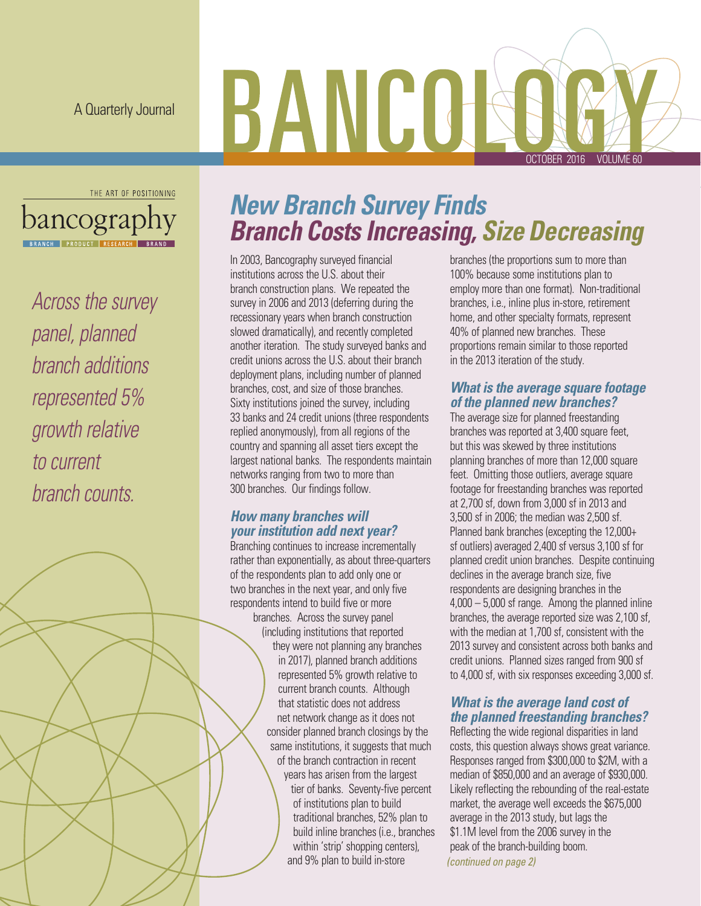A Quarterly Journal

# BANCOLOGY

OCTOBER 2016 VOLUME 60

THE ART OF POSITIONING

bancography

BRANCH | PRODUCT | RESEARCH | BRAND

*Across the survey panel, planned branch additions represented 5% growth relative to current branch counts.*

# *New Branch Survey Finds Branch Costs Increasing, Size Decreasing*

In 2003, Bancography surveyed financial institutions across the U.S. about their branch construction plans. We repeated the survey in 2006 and 2013 (deferring during the recessionary years when branch construction slowed dramatically), and recently completed another iteration. The study surveyed banks and credit unions across the U.S. about their branch deployment plans, including number of planned branches, cost, and size of those branches. Sixty institutions joined the survey, including 33 banks and 24 credit unions (three respondents replied anonymously), from all regions of the country and spanning all asset tiers except the largest national banks. The respondents maintain networks ranging from two to more than 300 branches. Our findings follow.

### *How many branches will your institution add next year?*

Branching continues to increase incrementally rather than exponentially, as about three-quarters of the respondents plan to add only one or two branches in the next year, and only five respondents intend to build five or more branches. Across the survey panel (including institutions that reported they were not planning any branches in 2017), planned branch additions represented 5% growth relative to current branch counts. Although that statistic does not address net network change as it does not consider planned branch closings by the same institutions, it suggests that much of the branch contraction in recent years has arisen from the largest tier of banks. Seventy-five percent of institutions plan to build traditional branches, 52% plan to build inline branches (i.e., branches within 'strip' shopping centers), and 9% plan to build in-store branches (the proportions sum to more than 100% because some institutions plan to employ more than one format). Non-traditional branches, i.e., inline plus in-store, retirement home, and other specialty formats, represent 40% of planned new branches. These proportions remain similar to those reported in the 2013 iteration of the study.

### *What is the average square footage of the planned new branches?*

The average size for planned freestanding branches was reported at 3,400 square feet, but this was skewed by three institutions planning branches of more than 12,000 square feet. Omitting those outliers, average square footage for freestanding branches was reported at 2,700 sf, down from 3,000 sf in 2013 and 3,500 sf in 2006; the median was 2,500 sf. Planned bank branches (excepting the 12,000+ sf outliers) averaged 2,400 sf versus 3,100 sf for planned credit union branches. Despite continuing declines in the average branch size, five respondents are designing branches in the 4,000 – 5,000 sf range. Among the planned inline branches, the average reported size was 2,100 sf, with the median at 1,700 sf, consistent with the 2013 survey and consistent across both banks and credit unions. Planned sizes ranged from 900 sf to 4,000 sf, with six responses exceeding 3,000 sf.

### *What is the average land cost of the planned freestanding branches?*

Reflecting the wide regional disparities in land costs, this question always shows great variance. Responses ranged from $300,000 to $2M, with a median of $850,000 and an average of $930,000. Likely reflecting the rebounding of the real-estate market, the average well exceeds the $675,000 average in the 2013 study, but lags the $1.1M level from the 2006 survey in the peak of the branch-building boom.

*(continued on page 2)*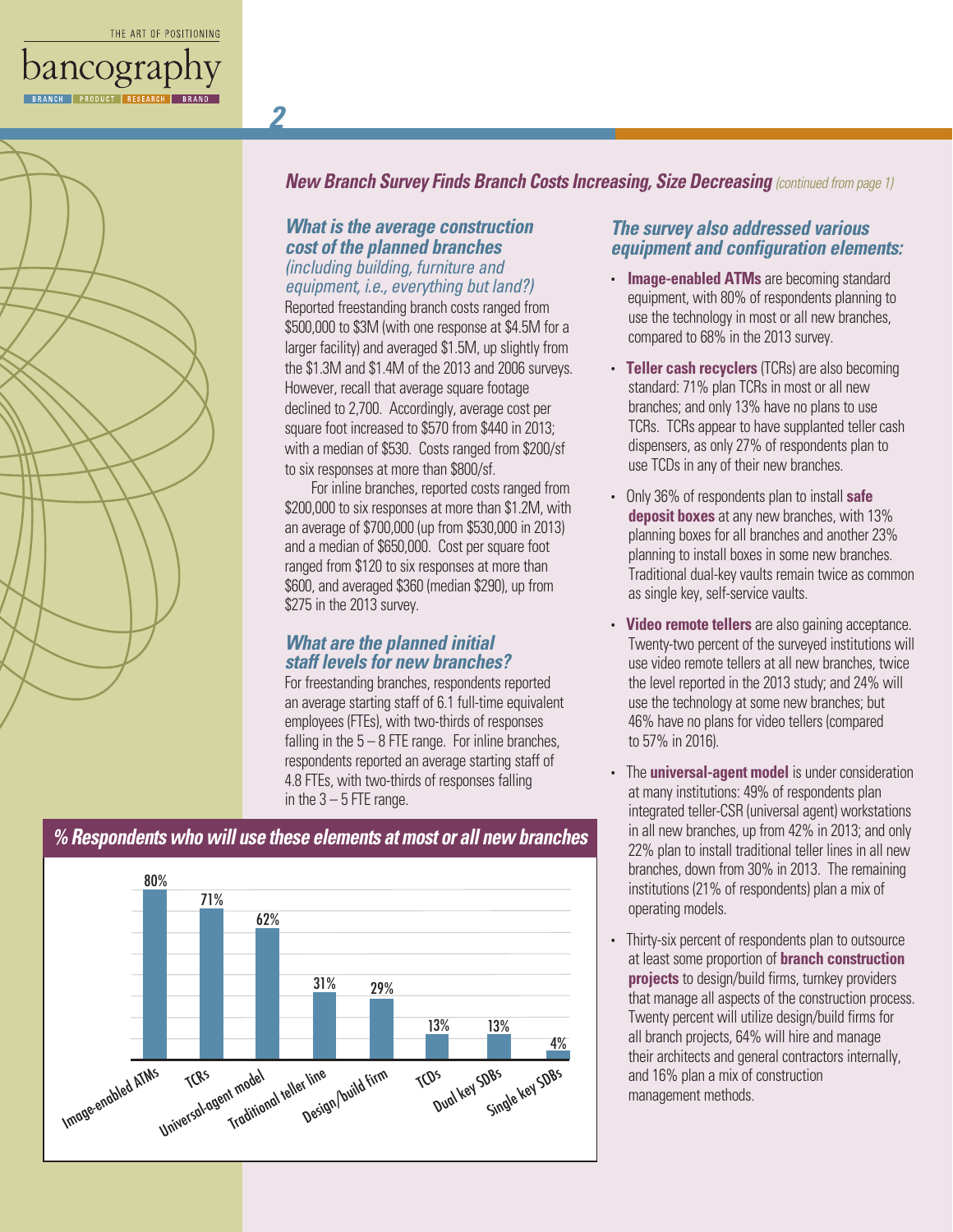## New Branch Survey Finds Branch Costs Increasing, Size Decreasing *(continued from page 1)*

### What is the average construction cost of the planned branches *(including building, furniture and equipment, i.e., everything but land?)*

Reported freestanding branch costs ranged from $500,000 to $3M (with one response at $4.5M for a larger facility) and averaged $1.5M, up slightly from the $1.3M and $1.4M of the 2013 and 2006 surveys. However, recall that average square footage declined to 2,700. Accordingly, average cost per square foot increased to $570 from $440 in 2013; with a median of $530. Costs ranged from $200/sf to six responses at more than $800/sf.

For inline branches, reported costs ranged from $200,000 to six responses at more than $1.2M, with an average of $700,000 (up from $530,000 in 2013) and a median of $650,000. Cost per square foot ranged from $120 to six responses at more than $600, and averaged $360 (median $290), up from $275 in the 2013 survey.

### What are the planned initial staff levels for new branches?

For freestanding branches, respondents reported an average starting staff of 6.1 full-time equivalent employees (FTEs), with two-thirds of responses falling in the 5 – 8 FTE range. For inline branches, respondents reported an average starting staff of 4.8 FTEs, with two-thirds of responses falling in the 3 – 5 FTE range.

### % Respondents who will use these elements at most or all new branches

| Element | % |
| --- | --- |
| Image-enabled ATMs | 80% |
| TCRs | 71% |
| Universal-agent model | 62% |
| Traditional teller line | 31% |
| Design/build firm | 29% |
| TCDs | 13% |
| Dual key SDBs | 13% |
| Single key SDBs | 4% |

### The survey also addressed various equipment and configuration elements:

- **Image-enabled ATMs** are becoming standard equipment, with 80% of respondents planning to use the technology in most or all new branches, compared to 68% in the 2013 survey.
- **Teller cash recyclers** (TCRs) are also becoming standard: 71% plan TCRs in most or all new branches; and only 13% have no plans to use TCRs. TCRs appear to have supplanted teller cash dispensers, as only 27% of respondents plan to use TCDs in any of their new branches.
- Only 36% of respondents plan to install **safe deposit boxes** at any new branches, with 13% planning boxes for all branches and another 23% planning to install boxes in some new branches. Traditional dual-key vaults remain twice as common as single key, self-service vaults.
- **Video remote tellers** are also gaining acceptance. Twenty-two percent of the surveyed institutions will use video remote tellers at all new branches, twice the level reported in the 2013 study; and 24% will use the technology at some new branches; but 46% have no plans for video tellers (compared to 57% in 2016).
- The **universal-agent model** is under consideration at many institutions: 49% of respondents plan integrated teller-CSR (universal agent) workstations in all new branches, up from 42% in 2013; and only 22% plan to install traditional teller lines in all new branches, down from 30% in 2013. The remaining institutions (21% of respondents) plan a mix of operating models.
- Thirty-six percent of respondents plan to outsource at least some proportion of **branch construction projects** to design/build firms, turnkey providers that manage all aspects of the construction process. Twenty percent will utilize design/build firms for all branch projects, 64% will hire and manage their architects and general contractors internally, and 16% plan a mix of construction management methods.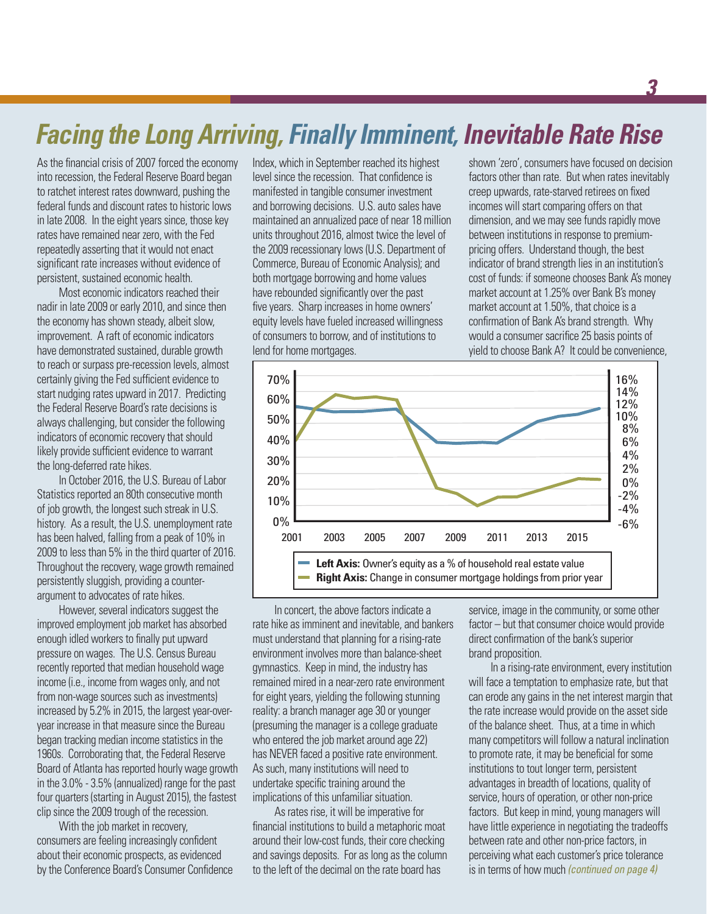# Facing the Long Arriving, Finally Imminent, Inevitable Rate Rise

As the financial crisis of 2007 forced the economy into recession, the Federal Reserve Board began to ratchet interest rates downward, pushing the federal funds and discount rates to historic lows in late 2008. In the eight years since, those key rates have remained near zero, with the Fed repeatedly asserting that it would not enact significant rate increases without evidence of persistent, sustained economic health.

Most economic indicators reached their nadir in late 2009 or early 2010, and since then the economy has shown steady, albeit slow, improvement. A raft of economic indicators have demonstrated sustained, durable growth to reach or surpass pre-recession levels, almost certainly giving the Fed sufficient evidence to start nudging rates upward in 2017. Predicting the Federal Reserve Board's rate decisions is always challenging, but consider the following indicators of economic recovery that should likely provide sufficient evidence to warrant the long-deferred rate hikes.

In October 2016, the U.S. Bureau of Labor Statistics reported an 80th consecutive month of job growth, the longest such streak in U.S. history. As a result, the U.S. unemployment rate has been halved, falling from a peak of 10% in 2009 to less than 5% in the third quarter of 2016. Throughout the recovery, wage growth remained persistently sluggish, providing a counter-argument to advocates of rate hikes.

However, several indicators suggest the improved employment job market has absorbed enough idled workers to finally put upward pressure on wages. The U.S. Census Bureau recently reported that median household wage income (i.e., income from wages only, and not from non-wage sources such as investments) increased by 5.2% in 2015, the largest year-over-year increase in that measure since the Bureau began tracking median income statistics in the 1960s. Corroborating that, the Federal Reserve Board of Atlanta has reported hourly wage growth in the 3.0% - 3.5% (annualized) range for the past four quarters (starting in August 2015), the fastest clip since the 2009 trough of the recession.

With the job market in recovery, consumers are feeling increasingly confident about their economic prospects, as evidenced by the Conference Board's Consumer Confidence Index, which in September reached its highest level since the recession. That confidence is manifested in tangible consumer investment and borrowing decisions. U.S. auto sales have maintained an annualized pace of near 18 million units throughout 2016, almost twice the level of the 2009 recessionary lows (U.S. Department of Commerce, Bureau of Economic Analysis); and both mortgage borrowing and home values have rebounded significantly over the past five years. Sharp increases in home owners' equity levels have fueled increased willingness of consumers to borrow, and of institutions to lend for home mortgages.

**Left Axis:** Owner's equity as a % of household real estate value
**Right Axis:** Change in consumer mortgage holdings from prior year

In concert, the above factors indicate a rate hike as imminent and inevitable, and bankers must understand that planning for a rising-rate environment involves more than balance-sheet gymnastics. Keep in mind, the industry has remained mired in a near-zero rate environment for eight years, yielding the following stunning reality: a branch manager age 30 or younger (presuming the manager is a college graduate who entered the job market around age 22) has NEVER faced a positive rate environment. As such, many institutions will need to undertake specific training around the implications of this unfamiliar situation.

As rates rise, it will be imperative for financial institutions to build a metaphoric moat around their low-cost funds, their core checking and savings deposits. For as long as the column to the left of the decimal on the rate board has shown 'zero', consumers have focused on decision factors other than rate. But when rates inevitably creep upwards, rate-starved retirees on fixed incomes will start comparing offers on that dimension, and we may see funds rapidly move between institutions in response to premium-pricing offers. Understand though, the best indicator of brand strength lies in an institution's cost of funds: if someone chooses Bank A's money market account at 1.25% over Bank B's money market account at 1.50%, that choice is a confirmation of Bank A's brand strength. Why would a consumer sacrifice 25 basis points of yield to choose Bank A? It could be convenience, service, image in the community, or some other factor – but that consumer choice would provide direct confirmation of the bank's superior brand proposition.

In a rising-rate environment, every institution will face a temptation to emphasize rate, but that can erode any gains in the net interest margin that the rate increase would provide on the asset side of the balance sheet. Thus, at a time in which many competitors will follow a natural inclination to promote rate, it may be beneficial for some institutions to tout longer term, persistent advantages in breadth of locations, quality of service, hours of operation, or other non-price factors. But keep in mind, young managers will have little experience in negotiating the tradeoffs between rate and other non-price factors, in perceiving what each customer's price tolerance is in terms of how much *(continued on page 4)*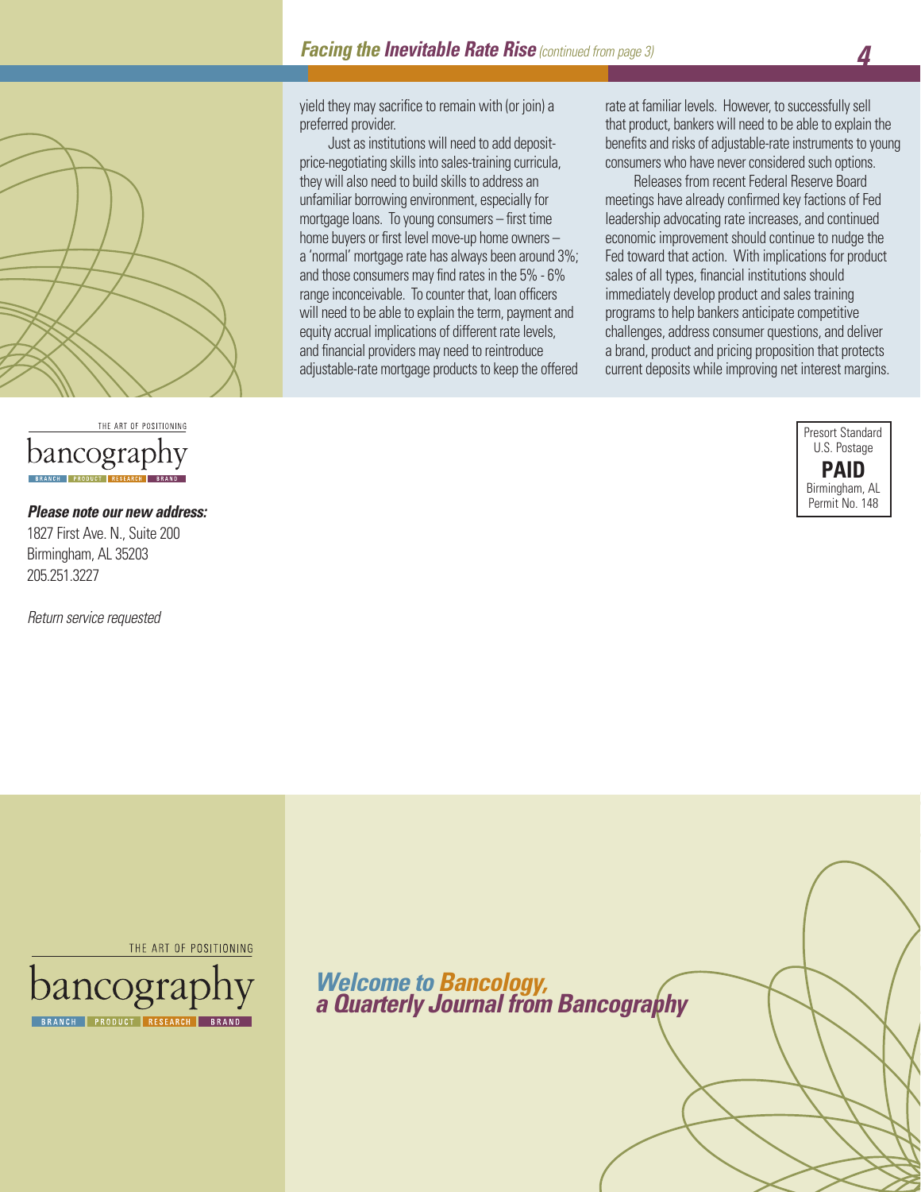## *Facing the Inevitable Rate Rise* *(continued from page 3)*

yield they may sacrifice to remain with (or join) a preferred provider.

Just as institutions will need to add deposit-price-negotiating skills into sales-training curricula, they will also need to build skills to address an unfamiliar borrowing environment, especially for mortgage loans. To young consumers – first time home buyers or first level move-up home owners – a 'normal' mortgage rate has always been around 3%; and those consumers may find rates in the 5% - 6% range inconceivable. To counter that, loan officers will need to be able to explain the term, payment and equity accrual implications of different rate levels, and financial providers may need to reintroduce adjustable-rate mortgage products to keep the offered rate at familiar levels. However, to successfully sell that product, bankers will need to be able to explain the benefits and risks of adjustable-rate instruments to young consumers who have never considered such options.

Releases from recent Federal Reserve Board meetings have already confirmed key factions of Fed leadership advocating rate increases, and continued economic improvement should continue to nudge the Fed toward that action. With implications for product sales of all types, financial institutions should immediately develop product and sales training programs to help bankers anticipate competitive challenges, address consumer questions, and deliver a brand, product and pricing proposition that protects current deposits while improving net interest margins.

THE ART OF POSITIONING
bancography
BRANCH | PRODUCT | RESEARCH | BRAND

***Please note our new address:***
1827 First Ave. N., Suite 200
Birmingham, AL 35203
205.251.3227

*Return service requested*

Presort Standard
U.S. Postage
**PAID**
Birmingham, AL
Permit No. 148

THE ART OF POSITIONING
bancography
BRANCH | PRODUCT | RESEARCH | BRAND

***Welcome to Bancology, a Quarterly Journal from Bancography***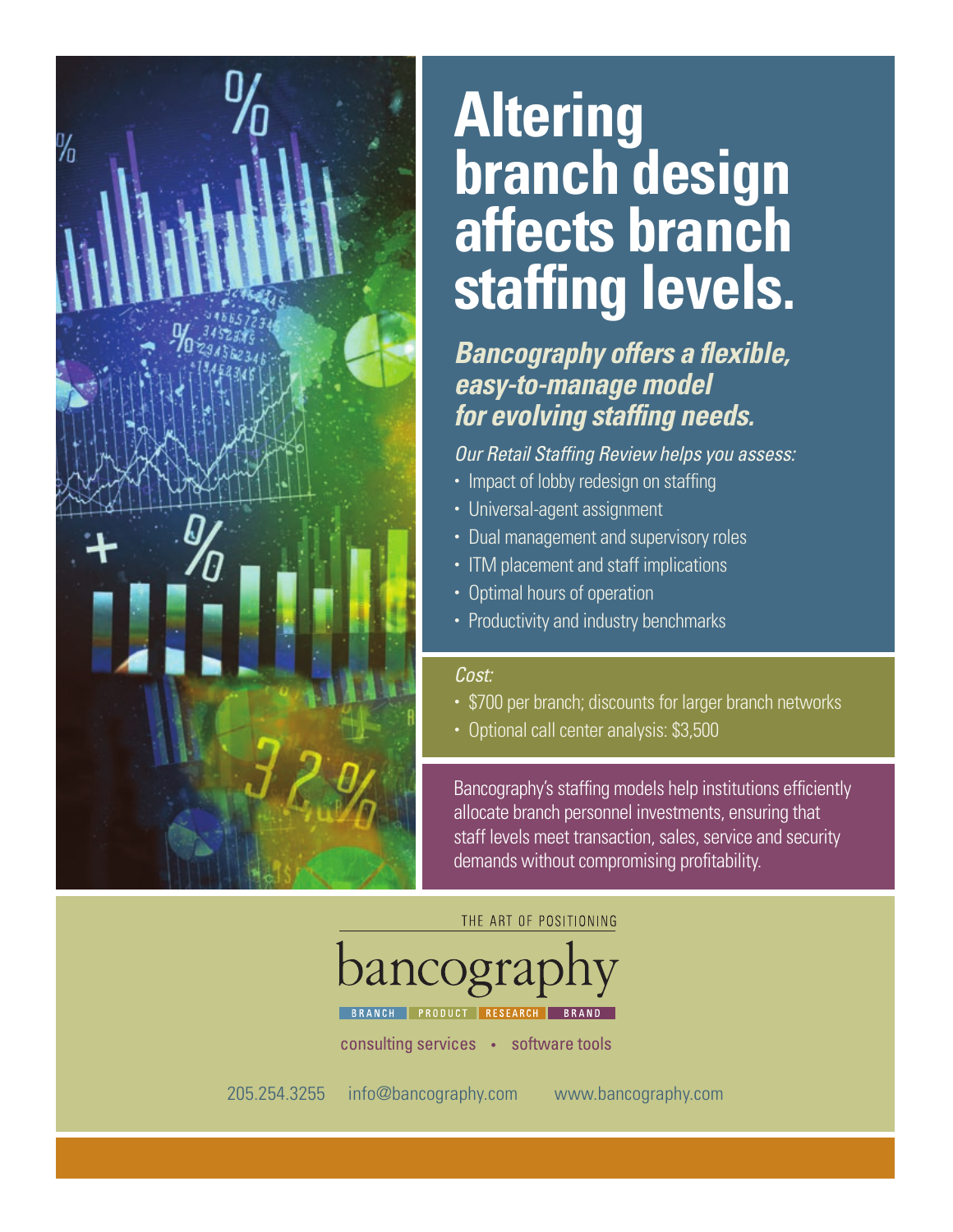# Altering branch design affects branch staffing levels.

***Bancography offers a flexible, easy-to-manage model for evolving staffing needs.***

*Our Retail Staffing Review helps you assess:*

- Impact of lobby redesign on staffing
- Universal-agent assignment
- Dual management and supervisory roles
- ITM placement and staff implications
- Optimal hours of operation
- Productivity and industry benchmarks

*Cost:*

- $700 per branch; discounts for larger branch networks
- Optional call center analysis: $3,500

Bancography's staffing models help institutions efficiently allocate branch personnel investments, ensuring that staff levels meet transaction, sales, service and security demands without compromising profitability.

THE ART OF POSITIONING

bancography

BRANCH | PRODUCT | RESEARCH | BRAND

consulting services • software tools

205.254.3255 info@bancography.com www.bancography.com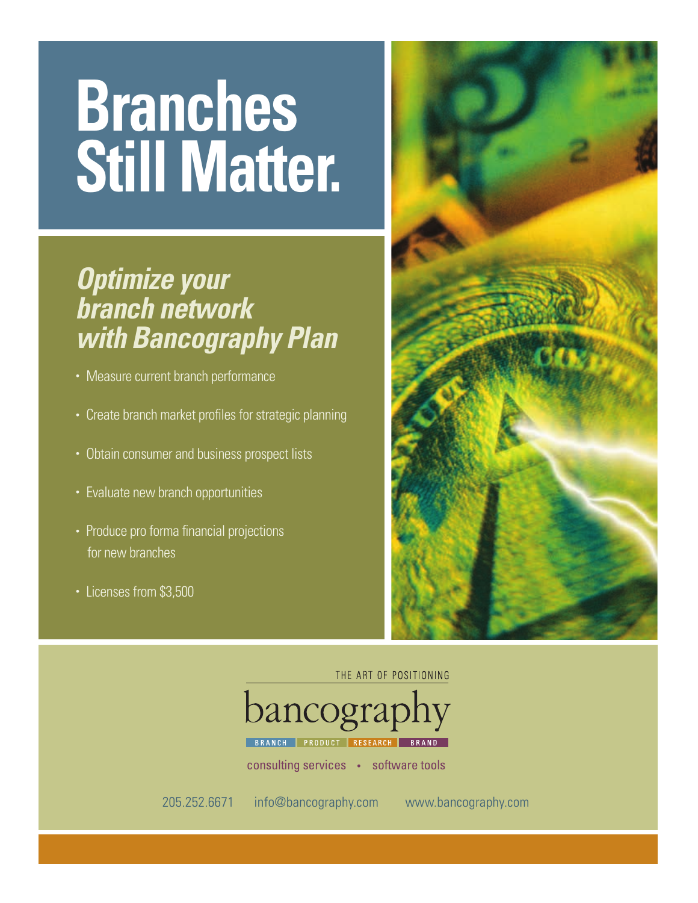# Branches Still Matter.

## *Optimize your branch network with Bancography Plan*

- Measure current branch performance
- Create branch market profiles for strategic planning
- Obtain consumer and business prospect lists
- Evaluate new branch opportunities
- Produce pro forma financial projections for new branches
- Licenses from $3,500

THE ART OF POSITIONING

bancography

BRANCH PRODUCT RESEARCH BRAND

consulting services • software tools

205.252.6671 info@bancography.com www.bancography.com